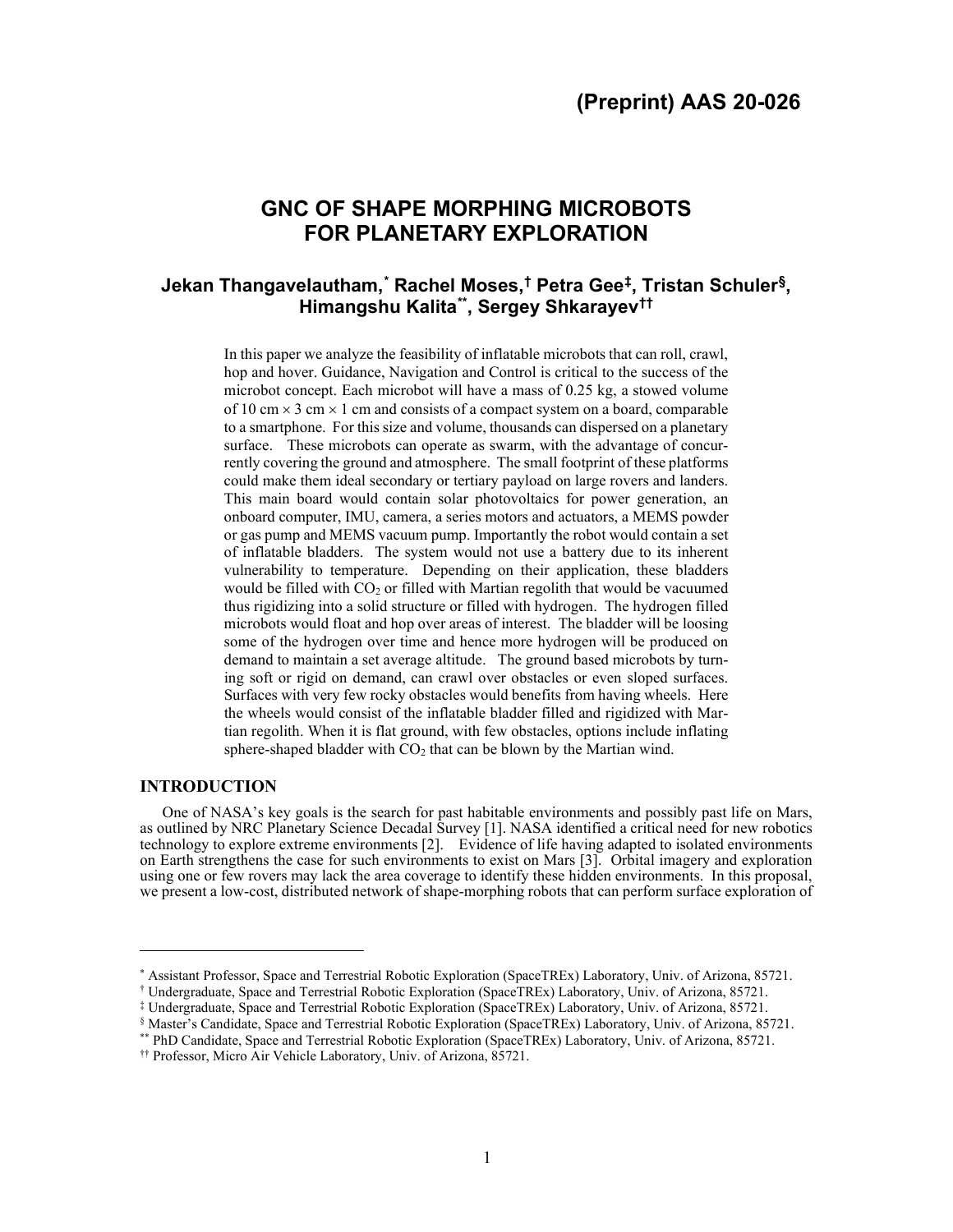# (Preprint) AAS 20-026

# GNC OF SHAPE MORPHING MICROBOTS FOR PLANETARY EXPLORATION

## Jekan Thangavelautham,[*] Rachel Moses,[†] Petra Gee[‡], Tristan Schuler[§], Himangshu Kalita[**], Sergey Shkarayev[††]

In this paper we analyze the feasibility of inflatable microbots that can roll, crawl, hop and hover. Guidance, Navigation and Control is critical to the success of the microbot concept. Each microbot will have a mass of 0.25 kg, a stowed volume of 10 cm × 3 cm × 1 cm and consists of a compact system on a board, comparable to a smartphone. For this size and volume, thousands can dispersed on a planetary surface. These microbots can operate as swarm, with the advantage of concurrently covering the ground and atmosphere. The small footprint of these platforms could make them ideal secondary or tertiary payload on large rovers and landers. This main board would contain solar photovoltaics for power generation, an onboard computer, IMU, camera, a series motors and actuators, a MEMS powder or gas pump and MEMS vacuum pump. Importantly the robot would contain a set of inflatable bladders. The system would not use a battery due to its inherent vulnerability to temperature. Depending on their application, these bladders would be filled with $CO_2$ or filled with Martian regolith that would be vacuumed thus rigidizing into a solid structure or filled with hydrogen. The hydrogen filled microbots would float and hop over areas of interest. The bladder will be loosing some of the hydrogen over time and hence more hydrogen will be produced on demand to maintain a set average altitude. The ground based microbots by turning soft or rigid on demand, can crawl over obstacles or even sloped surfaces. Surfaces with very few rocky obstacles would benefits from having wheels. Here the wheels would consist of the inflatable bladder filled and rigidized with Martian regolith. When it is flat ground, with few obstacles, options include inflating sphere-shaped bladder with $CO_2$ that can be blown by the Martian wind.

## INTRODUCTION

One of NASA's key goals is the search for past habitable environments and possibly past life on Mars, as outlined by NRC Planetary Science Decadal Survey [1]. NASA identified a critical need for new robotics technology to explore extreme environments [2]. Evidence of life having adapted to isolated environments on Earth strengthens the case for such environments to exist on Mars [3]. Orbital imagery and exploration using one or few rovers may lack the area coverage to identify these hidden environments. In this proposal, we present a low-cost, distributed network of shape-morphing robots that can perform surface exploration of

---

[*] Assistant Professor, Space and Terrestrial Robotic Exploration (SpaceTREx) Laboratory, Univ. of Arizona, 85721.

[†] Undergraduate, Space and Terrestrial Robotic Exploration (SpaceTREx) Laboratory, Univ. of Arizona, 85721.

[‡] Undergraduate, Space and Terrestrial Robotic Exploration (SpaceTREx) Laboratory, Univ. of Arizona, 85721.

[§] Master's Candidate, Space and Terrestrial Robotic Exploration (SpaceTREx) Laboratory, Univ. of Arizona, 85721.

[**] PhD Candidate, Space and Terrestrial Robotic Exploration (SpaceTREx) Laboratory, Univ. of Arizona, 85721.

[††] Professor, Micro Air Vehicle Laboratory, Univ. of Arizona, 85721.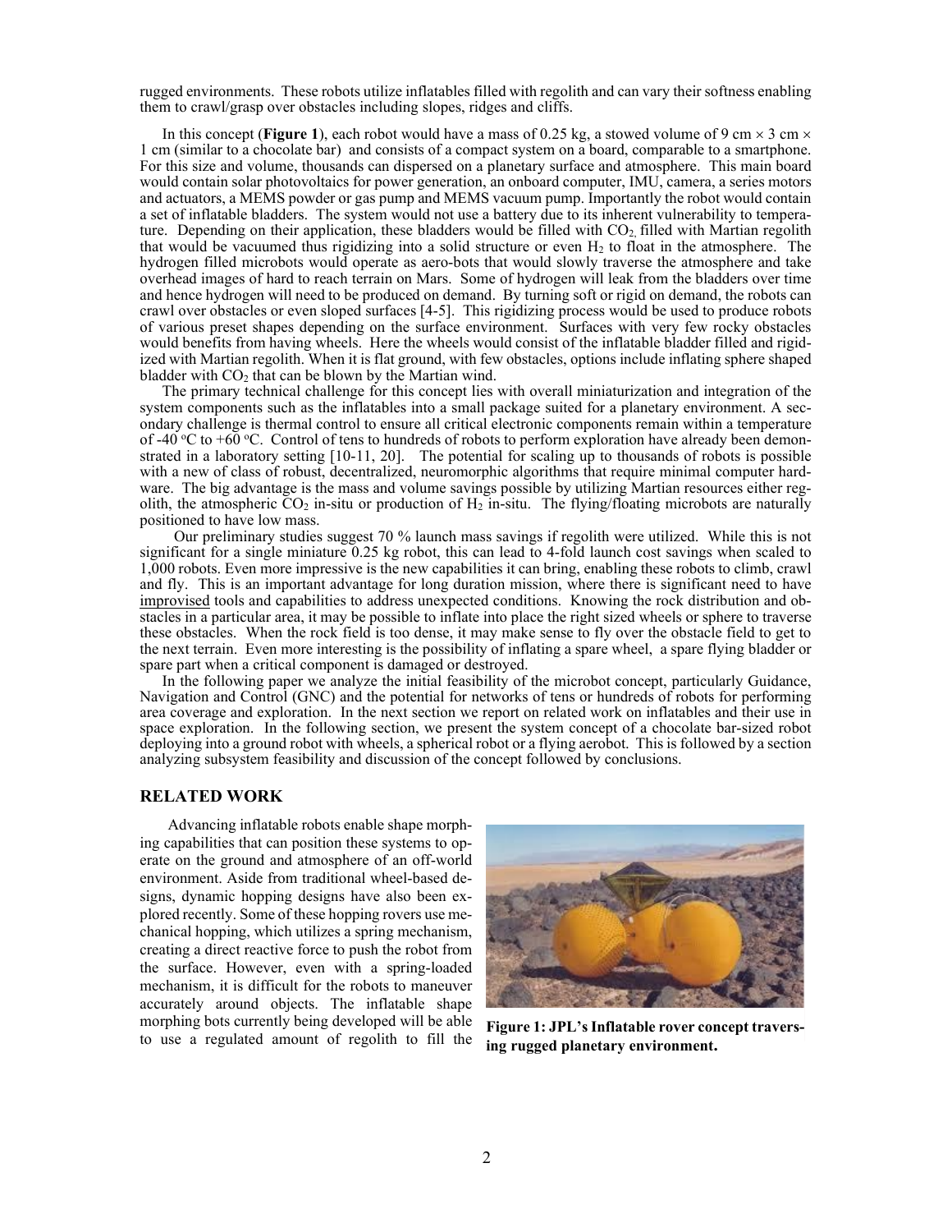rugged environments. These robots utilize inflatables filled with regolith and can vary their softness enabling them to crawl/grasp over obstacles including slopes, ridges and cliffs.

In this concept (**Figure 1**), each robot would have a mass of 0.25 kg, a stowed volume of 9 cm × 3 cm × 1 cm (similar to a chocolate bar) and consists of a compact system on a board, comparable to a smartphone. For this size and volume, thousands can dispersed on a planetary surface and atmosphere. This main board would contain solar photovoltaics for power generation, an onboard computer, IMU, camera, a series motors and actuators, a MEMS powder or gas pump and MEMS vacuum pump. Importantly the robot would contain a set of inflatable bladders. The system would not use a battery due to its inherent vulnerability to temperature. Depending on their application, these bladders would be filled with $CO_2$, filled with Martian regolith that would be vacuumed thus rigidizing into a solid structure or even $H_2$ to float in the atmosphere. The hydrogen filled microbots would operate as aero-bots that would slowly traverse the atmosphere and take overhead images of hard to reach terrain on Mars. Some of hydrogen will leak from the bladders over time and hence hydrogen will need to be produced on demand. By turning soft or rigid on demand, the robots can crawl over obstacles or even sloped surfaces [4-5]. This rigidizing process would be used to produce robots of various preset shapes depending on the surface environment. Surfaces with very few rocky obstacles would benefits from having wheels. Here the wheels would consist of the inflatable bladder filled and rigidized with Martian regolith. When it is flat ground, with few obstacles, options include inflating sphere shaped bladder with $CO_2$ that can be blown by the Martian wind.

The primary technical challenge for this concept lies with overall miniaturization and integration of the system components such as the inflatables into a small package suited for a planetary environment. A secondary challenge is thermal control to ensure all critical electronic components remain within a temperature of -40 °C to +60 °C. Control of tens to hundreds of robots to perform exploration have already been demonstrated in a laboratory setting [10-11, 20]. The potential for scaling up to thousands of robots is possible with a new of class of robust, decentralized, neuromorphic algorithms that require minimal computer hardware. The big advantage is the mass and volume savings possible by utilizing Martian resources either regolith, the atmospheric $CO_2$ in-situ or production of $H_2$ in-situ. The flying/floating microbots are naturally positioned to have low mass.

Our preliminary studies suggest 70 % launch mass savings if regolith were utilized. While this is not significant for a single miniature 0.25 kg robot, this can lead to 4-fold launch cost savings when scaled to 1,000 robots. Even more impressive is the new capabilities it can bring, enabling these robots to climb, crawl and fly. This is an important advantage for long duration mission, where there is significant need to have improvised tools and capabilities to address unexpected conditions. Knowing the rock distribution and obstacles in a particular area, it may be possible to inflate into place the right sized wheels or sphere to traverse these obstacles. When the rock field is too dense, it may make sense to fly over the obstacle field to get to the next terrain. Even more interesting is the possibility of inflating a spare wheel, a spare flying bladder or spare part when a critical component is damaged or destroyed.

In the following paper we analyze the initial feasibility of the microbot concept, particularly Guidance, Navigation and Control (GNC) and the potential for networks of tens or hundreds of robots for performing area coverage and exploration. In the next section we report on related work on inflatables and their use in space exploration. In the following section, we present the system concept of a chocolate bar-sized robot deploying into a ground robot with wheels, a spherical robot or a flying aerobot. This is followed by a section analyzing subsystem feasibility and discussion of the concept followed by conclusions.

## RELATED WORK

Advancing inflatable robots enable shape morphing capabilities that can position these systems to operate on the ground and atmosphere of an off-world environment. Aside from traditional wheel-based designs, dynamic hopping designs have also been explored recently. Some of these hopping rovers use mechanical hopping, which utilizes a spring mechanism, creating a direct reactive force to push the robot from the surface. However, even with a spring-loaded mechanism, it is difficult for the robots to maneuver accurately around objects. The inflatable shape morphing bots currently being developed will be able to use a regulated amount of regolith to fill the

**Figure 1: JPL's Inflatable rover concept traversing rugged planetary environment.**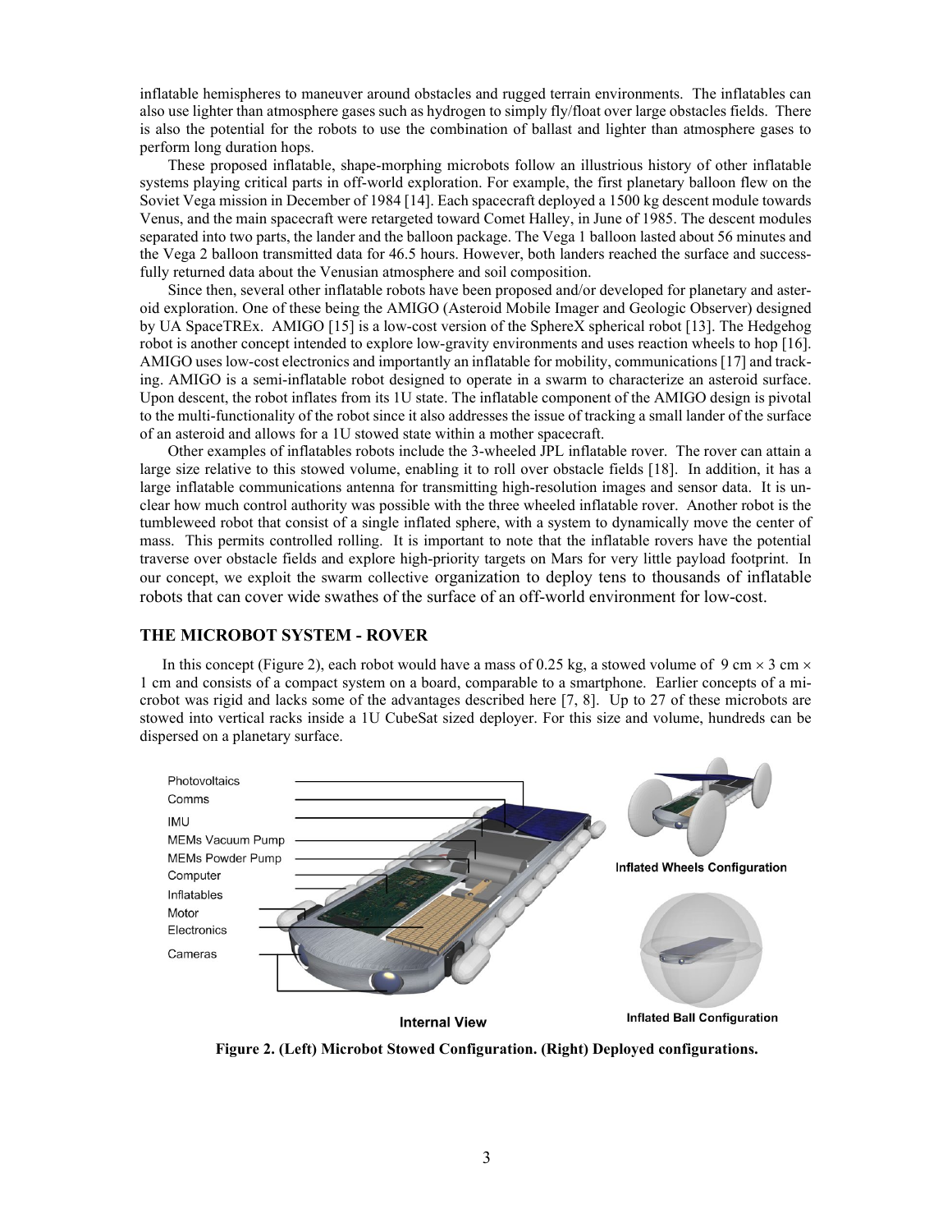inflatable hemispheres to maneuver around obstacles and rugged terrain environments. The inflatables can also use lighter than atmosphere gases such as hydrogen to simply fly/float over large obstacles fields. There is also the potential for the robots to use the combination of ballast and lighter than atmosphere gases to perform long duration hops.

These proposed inflatable, shape-morphing microbots follow an illustrious history of other inflatable systems playing critical parts in off-world exploration. For example, the first planetary balloon flew on the Soviet Vega mission in December of 1984 [14]. Each spacecraft deployed a 1500 kg descent module towards Venus, and the main spacecraft were retargeted toward Comet Halley, in June of 1985. The descent modules separated into two parts, the lander and the balloon package. The Vega 1 balloon lasted about 56 minutes and the Vega 2 balloon transmitted data for 46.5 hours. However, both landers reached the surface and successfully returned data about the Venusian atmosphere and soil composition.

Since then, several other inflatable robots have been proposed and/or developed for planetary and asteroid exploration. One of these being the AMIGO (Asteroid Mobile Imager and Geologic Observer) designed by UA SpaceTREx. AMIGO [15] is a low-cost version of the SphereX spherical robot [13]. The Hedgehog robot is another concept intended to explore low-gravity environments and uses reaction wheels to hop [16]. AMIGO uses low-cost electronics and importantly an inflatable for mobility, communications [17] and tracking. AMIGO is a semi-inflatable robot designed to operate in a swarm to characterize an asteroid surface. Upon descent, the robot inflates from its 1U state. The inflatable component of the AMIGO design is pivotal to the multi-functionality of the robot since it also addresses the issue of tracking a small lander of the surface of an asteroid and allows for a 1U stowed state within a mother spacecraft.

Other examples of inflatables robots include the 3-wheeled JPL inflatable rover. The rover can attain a large size relative to this stowed volume, enabling it to roll over obstacle fields [18]. In addition, it has a large inflatable communications antenna for transmitting high-resolution images and sensor data. It is unclear how much control authority was possible with the three wheeled inflatable rover. Another robot is the tumbleweed robot that consist of a single inflated sphere, with a system to dynamically move the center of mass. This permits controlled rolling. It is important to note that the inflatable rovers have the potential traverse over obstacle fields and explore high-priority targets on Mars for very little payload footprint. In our concept, we exploit the swarm collective organization to deploy tens to thousands of inflatable robots that can cover wide swathes of the surface of an off-world environment for low-cost.

## THE MICROBOT SYSTEM - ROVER

In this concept (Figure 2), each robot would have a mass of 0.25 kg, a stowed volume of 9 cm × 3 cm × 1 cm and consists of a compact system on a board, comparable to a smartphone. Earlier concepts of a microbot was rigid and lacks some of the advantages described here [7, 8]. Up to 27 of these microbots are stowed into vertical racks inside a 1U CubeSat sized deployer. For this size and volume, hundreds can be dispersed on a planetary surface.

**Figure 2. (Left) Microbot Stowed Configuration. (Right) Deployed configurations.**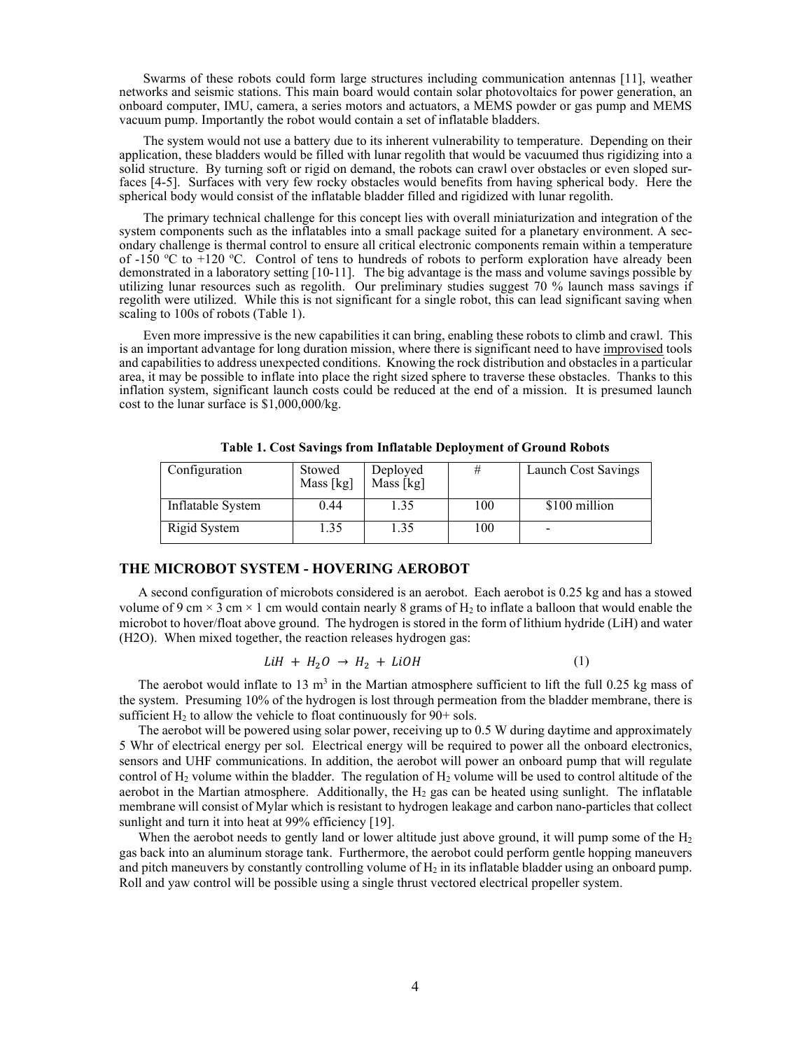Swarms of these robots could form large structures including communication antennas [11], weather networks and seismic stations. This main board would contain solar photovoltaics for power generation, an onboard computer, IMU, camera, a series motors and actuators, a MEMS powder or gas pump and MEMS vacuum pump. Importantly the robot would contain a set of inflatable bladders.

The system would not use a battery due to its inherent vulnerability to temperature. Depending on their application, these bladders would be filled with lunar regolith that would be vacuumed thus rigidizing into a solid structure. By turning soft or rigid on demand, the robots can crawl over obstacles or even sloped surfaces [4-5]. Surfaces with very few rocky obstacles would benefits from having spherical body. Here the spherical body would consist of the inflatable bladder filled and rigidized with lunar regolith.

The primary technical challenge for this concept lies with overall miniaturization and integration of the system components such as the inflatables into a small package suited for a planetary environment. A secondary challenge is thermal control to ensure all critical electronic components remain within a temperature of -150 ºC to +120 ºC. Control of tens to hundreds of robots to perform exploration have already been demonstrated in a laboratory setting [10-11]. The big advantage is the mass and volume savings possible by utilizing lunar resources such as regolith. Our preliminary studies suggest 70 % launch mass savings if regolith were utilized. While this is not significant for a single robot, this can lead significant saving when scaling to 100s of robots (Table 1).

Even more impressive is the new capabilities it can bring, enabling these robots to climb and crawl. This is an important advantage for long duration mission, where there is significant need to have improvised tools and capabilities to address unexpected conditions. Knowing the rock distribution and obstacles in a particular area, it may be possible to inflate into place the right sized sphere to traverse these obstacles. Thanks to this inflation system, significant launch costs could be reduced at the end of a mission. It is presumed launch cost to the lunar surface is \$1,000,000/kg.

**Table 1. Cost Savings from Inflatable Deployment of Ground Robots**

| Configuration | Stowed Mass [kg] | Deployed Mass [kg] | # | Launch Cost Savings |
|---|---|---|---|---|
| Inflatable System | 0.44 | 1.35 | 100 | \$100 million |
| Rigid System | 1.35 | 1.35 | 100 | - |

## THE MICROBOT SYSTEM - HOVERING AEROBOT

A second configuration of microbots considered is an aerobot. Each aerobot is 0.25 kg and has a stowed volume of 9 cm × 3 cm × 1 cm would contain nearly 8 grams of $H_2$ to inflate a balloon that would enable the microbot to hover/float above ground. The hydrogen is stored in the form of lithium hydride (LiH) and water (H2O). When mixed together, the reaction releases hydrogen gas:

$$LiH + H_2O \rightarrow H_2 + LiOH \tag{1}$$

The aerobot would inflate to 13 m$^3$ in the Martian atmosphere sufficient to lift the full 0.25 kg mass of the system. Presuming 10% of the hydrogen is lost through permeation from the bladder membrane, there is sufficient $H_2$ to allow the vehicle to float continuously for 90+ sols.

The aerobot will be powered using solar power, receiving up to 0.5 W during daytime and approximately 5 Whr of electrical energy per sol. Electrical energy will be required to power all the onboard electronics, sensors and UHF communications. In addition, the aerobot will power an onboard pump that will regulate control of $H_2$ volume within the bladder. The regulation of $H_2$ volume will be used to control altitude of the aerobot in the Martian atmosphere. Additionally, the $H_2$ gas can be heated using sunlight. The inflatable membrane will consist of Mylar which is resistant to hydrogen leakage and carbon nano-particles that collect sunlight and turn it into heat at 99% efficiency [19].

When the aerobot needs to gently land or lower altitude just above ground, it will pump some of the $H_2$ gas back into an aluminum storage tank. Furthermore, the aerobot could perform gentle hopping maneuvers and pitch maneuvers by constantly controlling volume of $H_2$ in its inflatable bladder using an onboard pump. Roll and yaw control will be possible using a single thrust vectored electrical propeller system.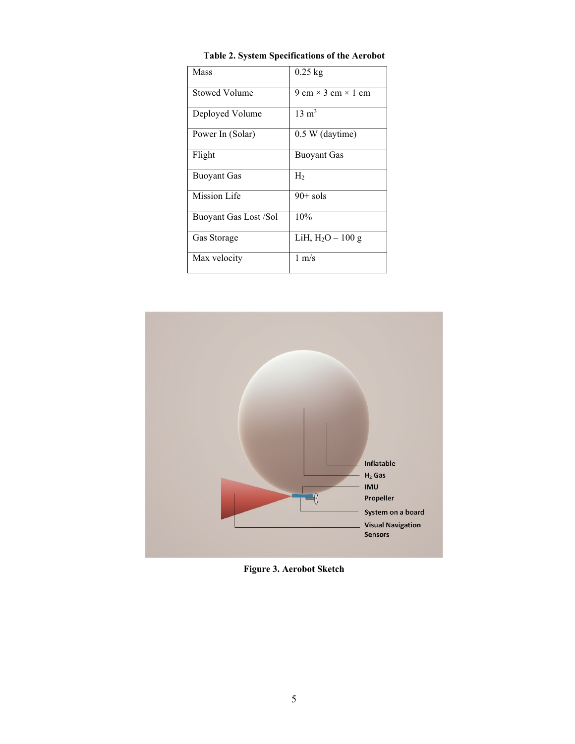**Table 2. System Specifications of the Aerobot**

| | |
|---|---|
| Mass | 0.25 kg |
| Stowed Volume | 9 cm × 3 cm × 1 cm |
| Deployed Volume | 13 $m^3$ |
| Power In (Solar) | 0.5 W (daytime) |
| Flight | Buoyant Gas |
| Buoyant Gas | $H_2$ |
| Mission Life | 90+ sols |
| Buoyant Gas Lost /Sol | 10% |
| Gas Storage | LiH, $H_2O$ – 100 g |
| Max velocity | 1 m/s |

**Figure 3. Aerobot Sketch**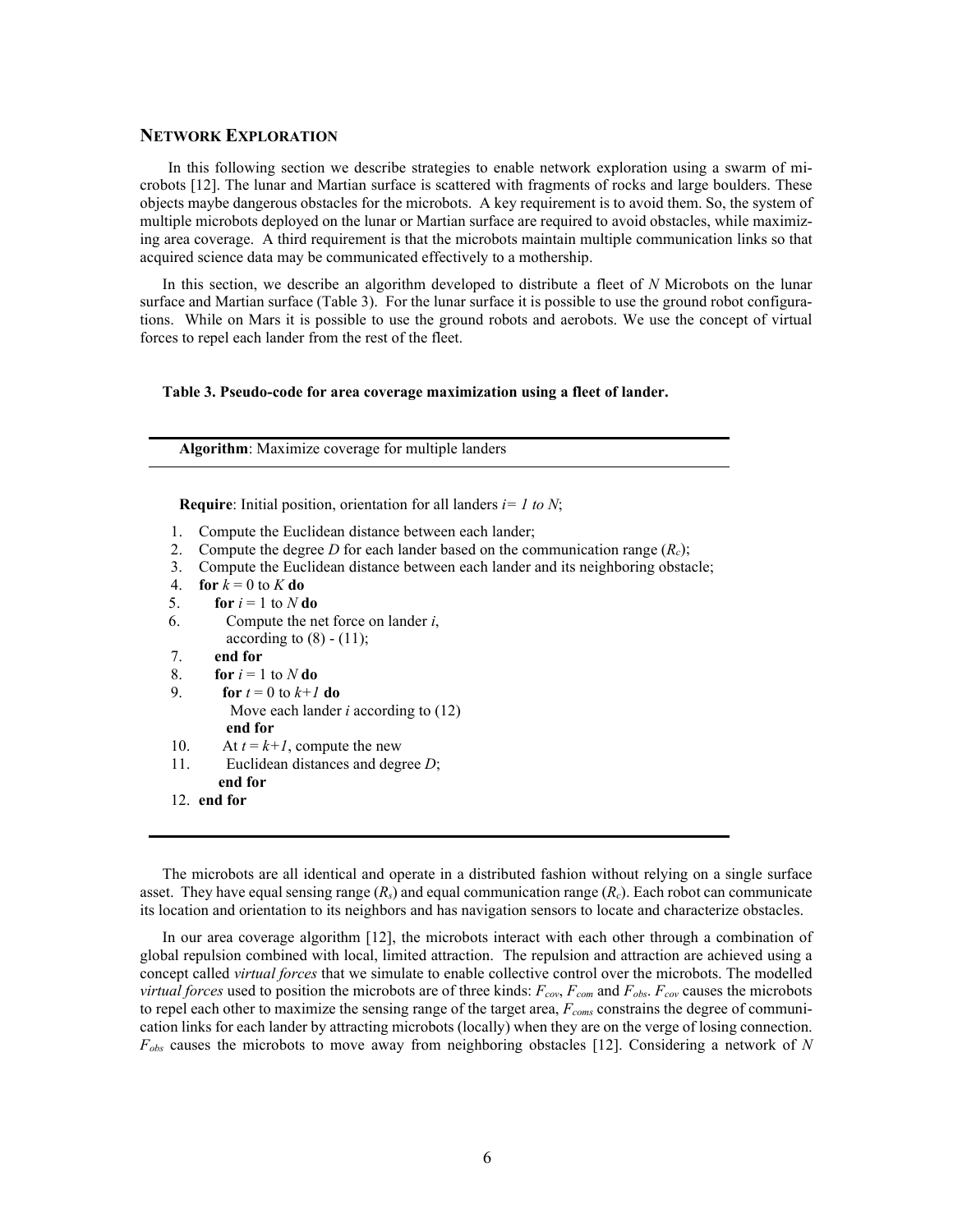## Network Exploration

In this following section we describe strategies to enable network exploration using a swarm of microbots [12]. The lunar and Martian surface is scattered with fragments of rocks and large boulders. These objects maybe dangerous obstacles for the microbots. A key requirement is to avoid them. So, the system of multiple microbots deployed on the lunar or Martian surface are required to avoid obstacles, while maximizing area coverage. A third requirement is that the microbots maintain multiple communication links so that acquired science data may be communicated effectively to a mothership.

In this section, we describe an algorithm developed to distribute a fleet of *N* Microbots on the lunar surface and Martian surface (Table 3). For the lunar surface it is possible to use the ground robot configurations. While on Mars it is possible to use the ground robots and aerobots. We use the concept of virtual forces to repel each lander from the rest of the fleet.

**Table 3. Pseudo-code for area coverage maximization using a fleet of lander.**

---

**Algorithm**: Maximize coverage for multiple landers

---

**Require**: Initial position, orientation for all landers $i = 1$ *to* $N$;

1. Compute the Euclidean distance between each lander;
2. Compute the degree $D$ for each lander based on the communication range ($R_c$);
3. Compute the Euclidean distance between each lander and its neighboring obstacle;
4. **for** $k = 0$ to $K$ **do**
5. &nbsp;&nbsp;&nbsp;&nbsp;**for** $i = 1$ to $N$ **do**
6. &nbsp;&nbsp;&nbsp;&nbsp;&nbsp;&nbsp;&nbsp;&nbsp;Compute the net force on lander *i*, according to (8) - (11);
7. &nbsp;&nbsp;&nbsp;&nbsp;**end for**
8. &nbsp;&nbsp;&nbsp;&nbsp;**for** $i = 1$ to $N$ **do**
9. &nbsp;&nbsp;&nbsp;&nbsp;&nbsp;&nbsp;&nbsp;&nbsp;**for** $t = 0$ to $k+1$ **do**  
&nbsp;&nbsp;&nbsp;&nbsp;&nbsp;&nbsp;&nbsp;&nbsp;&nbsp;&nbsp;&nbsp;&nbsp;Move each lander *i* according to (12)  
&nbsp;&nbsp;&nbsp;&nbsp;&nbsp;&nbsp;&nbsp;&nbsp;**end for**
10. &nbsp;&nbsp;&nbsp;&nbsp;&nbsp;&nbsp;&nbsp;&nbsp;At $t = k+1$, compute the new
11. &nbsp;&nbsp;&nbsp;&nbsp;&nbsp;&nbsp;&nbsp;&nbsp;Euclidean distances and degree $D$;  
&nbsp;&nbsp;&nbsp;&nbsp;**end for**
12. **end for**

---

The microbots are all identical and operate in a distributed fashion without relying on a single surface asset. They have equal sensing range ($R_s$) and equal communication range ($R_c$). Each robot can communicate its location and orientation to its neighbors and has navigation sensors to locate and characterize obstacles.

In our area coverage algorithm [12], the microbots interact with each other through a combination of global repulsion combined with local, limited attraction. The repulsion and attraction are achieved using a concept called *virtual forces* that we simulate to enable collective control over the microbots. The modelled *virtual forces* used to position the microbots are of three kinds: $F_{cov}$, $F_{com}$ and $F_{obs}$. $F_{cov}$ causes the microbots to repel each other to maximize the sensing range of the target area, $F_{coms}$ constrains the degree of communication links for each lander by attracting microbots (locally) when they are on the verge of losing connection. $F_{obs}$ causes the microbots to move away from neighboring obstacles [12]. Considering a network of *N*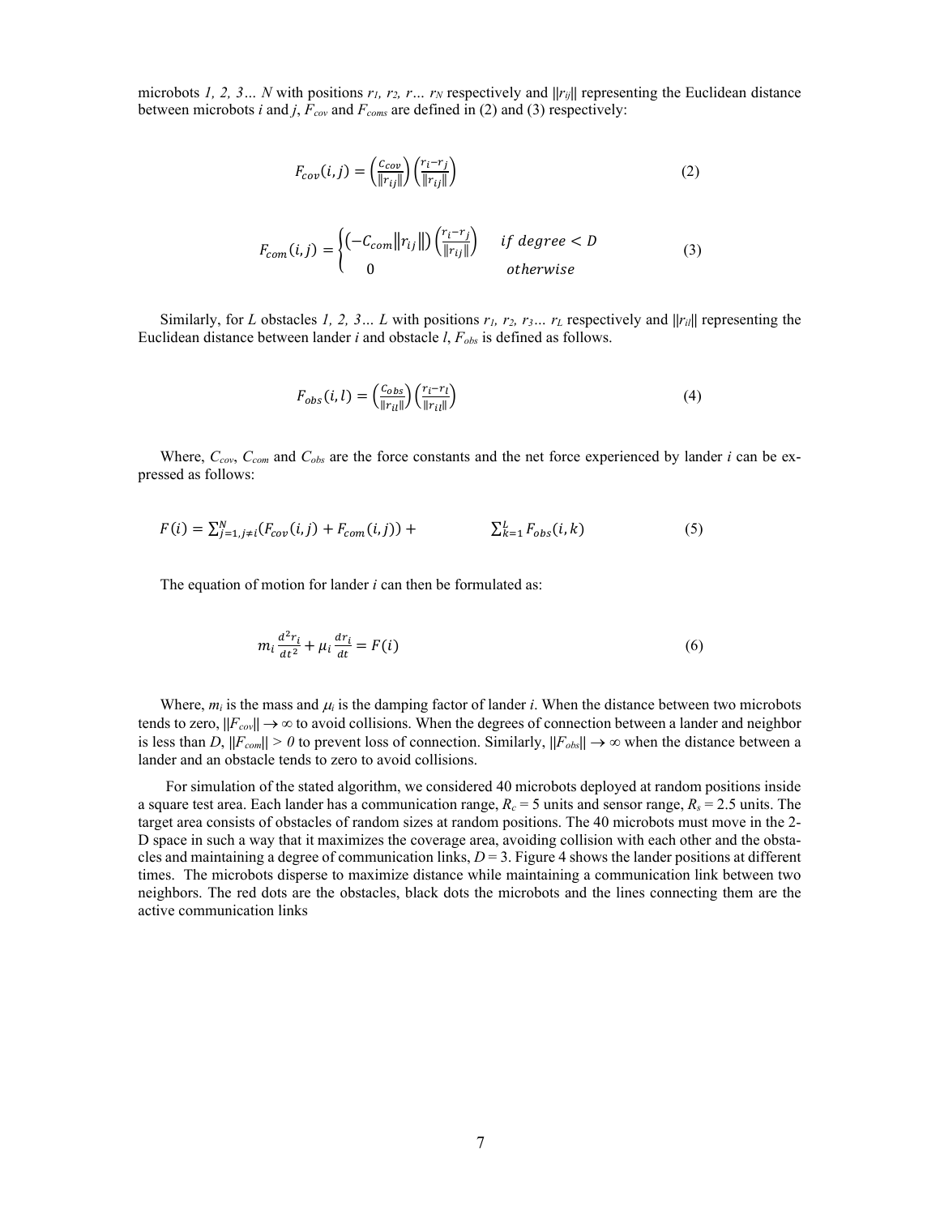microbots *1, 2, 3… N* with positions $r_1$, $r_2$, $r…$ $r_N$ respectively and $\|r_{ij}\|$ representing the Euclidean distance between microbots *i* and *j*, $F_{cov}$ and $F_{coms}$ are defined in (2) and (3) respectively:

$$F_{cov}(i,j) = \left(\frac{C_{cov}}{\|r_{ij}\|}\right)\left(\frac{r_i - r_j}{\|r_{ij}\|}\right) \tag{2}$$

$$F_{com}(i,j) = \begin{cases} \left(-C_{com}\|r_{ij}\|\right)\left(\frac{r_i - r_j}{\|r_{ij}\|}\right) & if\ degree < D \\ 0 & otherwise \end{cases} \tag{3}$$

Similarly, for *L* obstacles *1, 2, 3… L* with positions $r_1$, $r_2$, $r_3$… $r_L$ respectively and $\|r_{il}\|$ representing the Euclidean distance between lander *i* and obstacle *l*, $F_{obs}$ is defined as follows.

$$F_{obs}(i,l) = \left(\frac{C_{obs}}{\|r_{il}\|}\right)\left(\frac{r_i - r_l}{\|r_{il}\|}\right) \tag{4}$$

Where, $C_{cov}$, $C_{com}$ and $C_{obs}$ are the force constants and the net force experienced by lander *i* can be expressed as follows:

$$F(i) = \sum_{j=1, j\neq i}^{N}\left(F_{cov}(i,j) + F_{com}(i,j)\right) + \sum_{k=1}^{L} F_{obs}(i,k) \tag{5}$$

The equation of motion for lander *i* can then be formulated as:

$$m_i \frac{d^2 r_i}{dt^2} + \mu_i \frac{dr_i}{dt} = F(i) \tag{6}$$

Where, $m_i$ is the mass and $\mu_i$ is the damping factor of lander *i*. When the distance between two microbots tends to zero, $\|F_{cov}\| \to \infty$ to avoid collisions. When the degrees of connection between a lander and neighbor is less than *D*, $\|F_{com}\| > 0$ to prevent loss of connection. Similarly, $\|F_{obs}\| \to \infty$ when the distance between a lander and an obstacle tends to zero to avoid collisions.

For simulation of the stated algorithm, we considered 40 microbots deployed at random positions inside a square test area. Each lander has a communication range, $R_c = 5$ units and sensor range, $R_s = 2.5$ units. The target area consists of obstacles of random sizes at random positions. The 40 microbots must move in the 2-D space in such a way that it maximizes the coverage area, avoiding collision with each other and the obstacles and maintaining a degree of communication links, $D = 3$. Figure 4 shows the lander positions at different times. The microbots disperse to maximize distance while maintaining a communication link between two neighbors. The red dots are the obstacles, black dots the microbots and the lines connecting them are the active communication links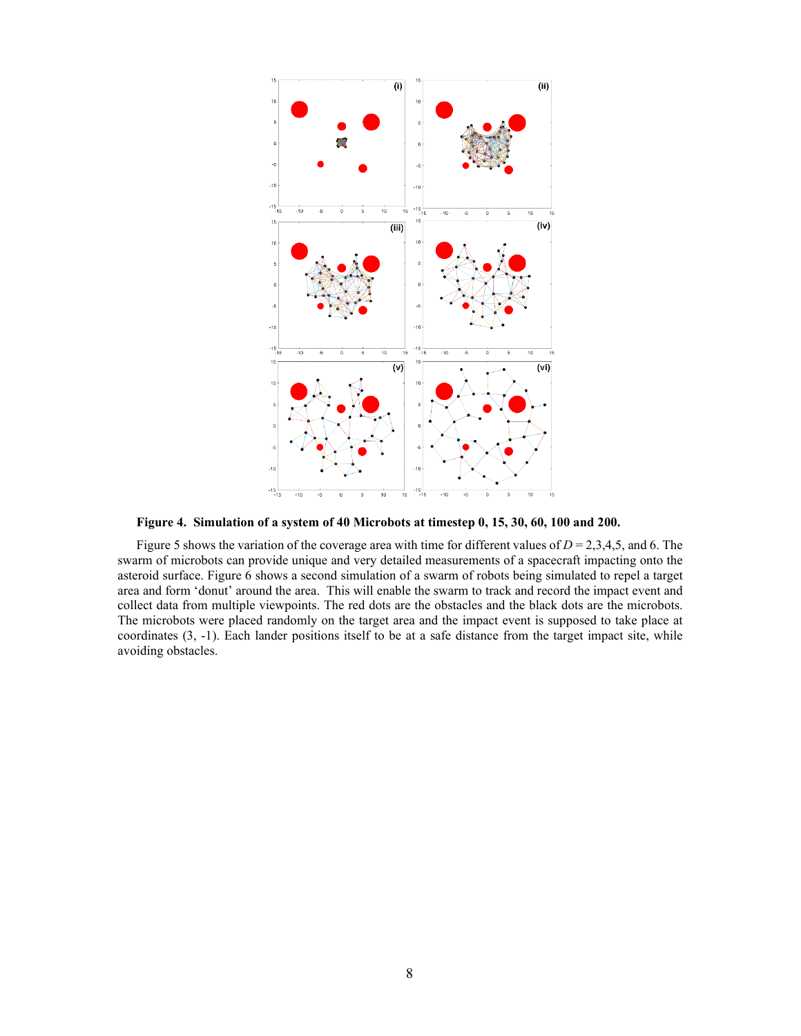**Figure 4. Simulation of a system of 40 Microbots at timestep 0, 15, 30, 60, 100 and 200.**

Figure 5 shows the variation of the coverage area with time for different values of $D = 2,3,4,5$, and 6. The swarm of microbots can provide unique and very detailed measurements of a spacecraft impacting onto the asteroid surface. Figure 6 shows a second simulation of a swarm of robots being simulated to repel a target area and form 'donut' around the area. This will enable the swarm to track and record the impact event and collect data from multiple viewpoints. The red dots are the obstacles and the black dots are the microbots. The microbots were placed randomly on the target area and the impact event is supposed to take place at coordinates (3, -1). Each lander positions itself to be at a safe distance from the target impact site, while avoiding obstacles.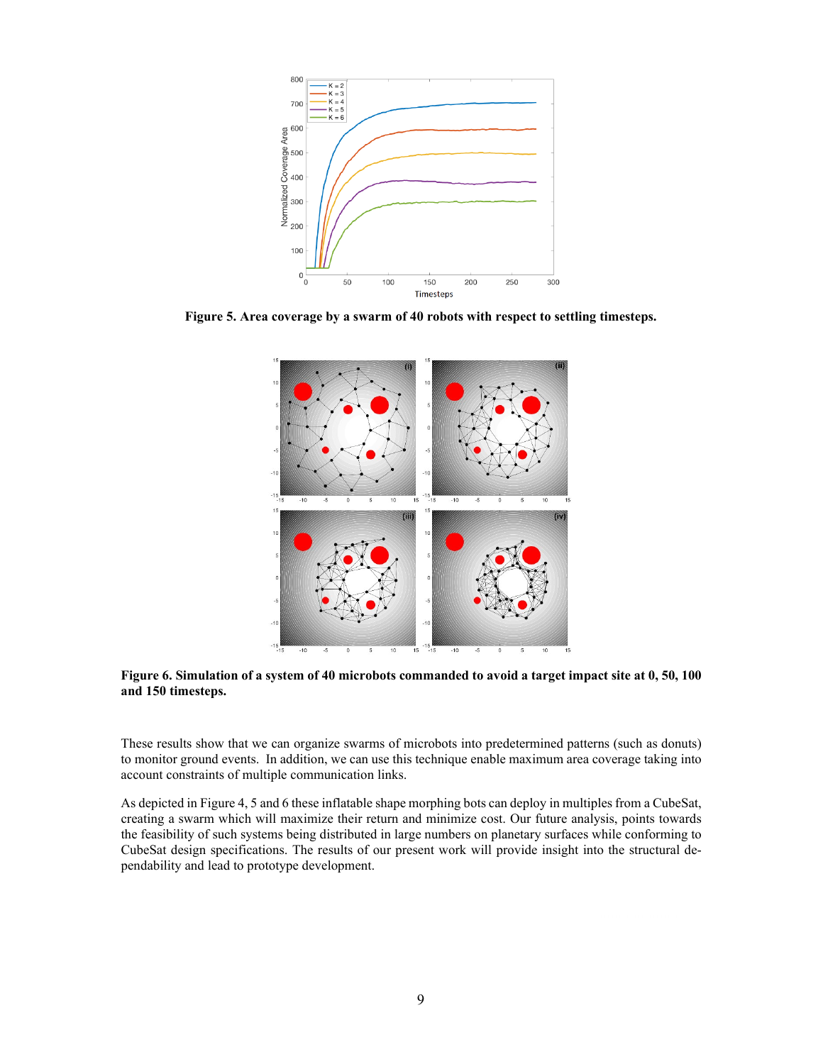**Figure 5. Area coverage by a swarm of 40 robots with respect to settling timesteps.**

**Figure 6. Simulation of a system of 40 microbots commanded to avoid a target impact site at 0, 50, 100 and 150 timesteps.**

These results show that we can organize swarms of microbots into predetermined patterns (such as donuts) to monitor ground events. In addition, we can use this technique enable maximum area coverage taking into account constraints of multiple communication links.

As depicted in Figure 4, 5 and 6 these inflatable shape morphing bots can deploy in multiples from a CubeSat, creating a swarm which will maximize their return and minimize cost. Our future analysis, points towards the feasibility of such systems being distributed in large numbers on planetary surfaces while conforming to CubeSat design specifications. The results of our present work will provide insight into the structural dependability and lead to prototype development.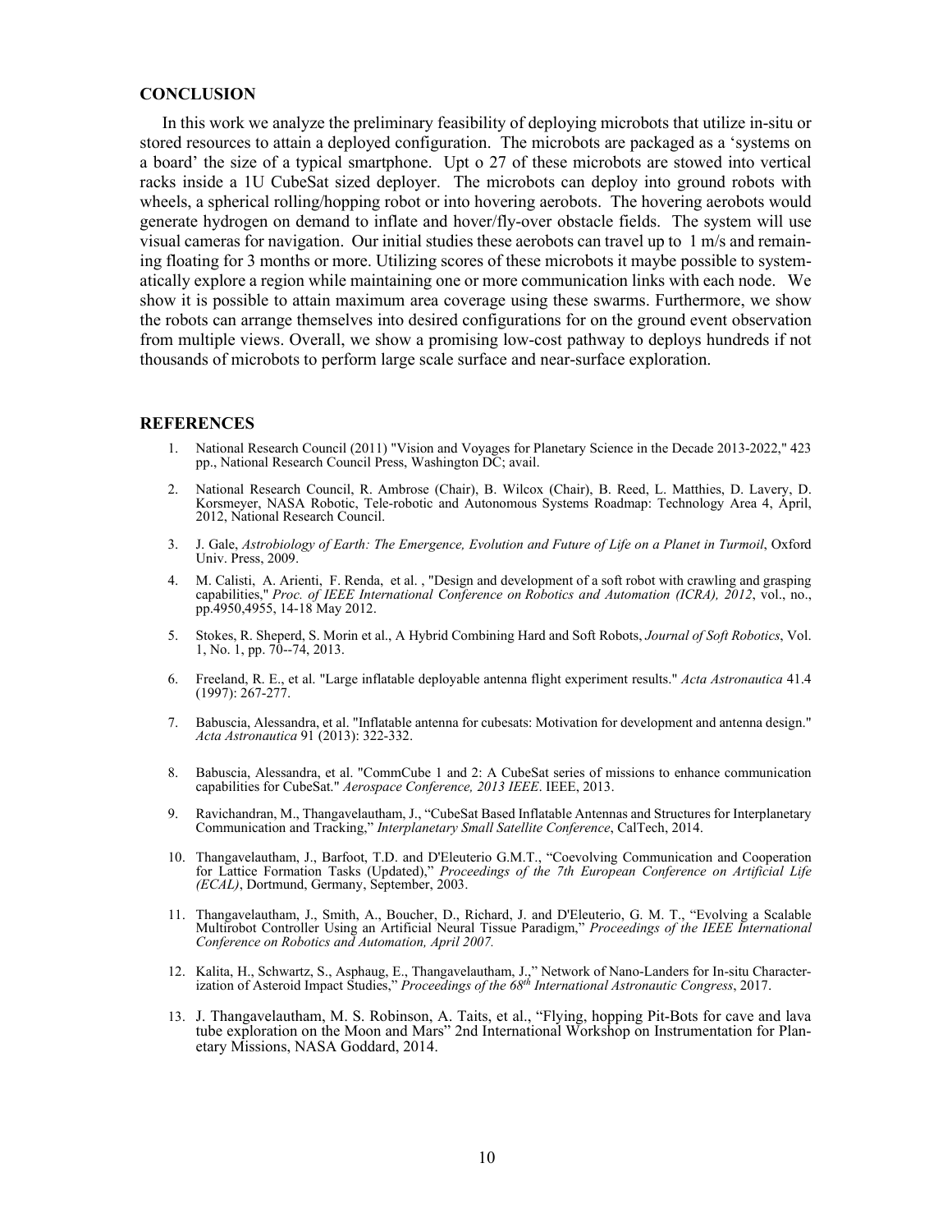## CONCLUSION

In this work we analyze the preliminary feasibility of deploying microbots that utilize in-situ or stored resources to attain a deployed configuration. The microbots are packaged as a 'systems on a board' the size of a typical smartphone. Upt o 27 of these microbots are stowed into vertical racks inside a 1U CubeSat sized deployer. The microbots can deploy into ground robots with wheels, a spherical rolling/hopping robot or into hovering aerobots. The hovering aerobots would generate hydrogen on demand to inflate and hover/fly-over obstacle fields. The system will use visual cameras for navigation. Our initial studies these aerobots can travel up to 1 m/s and remaining floating for 3 months or more. Utilizing scores of these microbots it maybe possible to systematically explore a region while maintaining one or more communication links with each node. We show it is possible to attain maximum area coverage using these swarms. Furthermore, we show the robots can arrange themselves into desired configurations for on the ground event observation from multiple views. Overall, we show a promising low-cost pathway to deploys hundreds if not thousands of microbots to perform large scale surface and near-surface exploration.

## REFERENCES

1. National Research Council (2011) "Vision and Voyages for Planetary Science in the Decade 2013-2022," 423 pp., National Research Council Press, Washington DC; avail.

2. National Research Council, R. Ambrose (Chair), B. Wilcox (Chair), B. Reed, L. Matthies, D. Lavery, D. Korsmeyer, NASA Robotic, Tele-robotic and Autonomous Systems Roadmap: Technology Area 4, April, 2012, National Research Council.

3. J. Gale, *Astrobiology of Earth: The Emergence, Evolution and Future of Life on a Planet in Turmoil*, Oxford Univ. Press, 2009.

4. M. Calisti, A. Arienti, F. Renda, et al. , "Design and development of a soft robot with crawling and grasping capabilities," *Proc. of IEEE International Conference on Robotics and Automation (ICRA), 2012*, vol., no., pp.4950,4955, 14-18 May 2012.

5. Stokes, R. Sheperd, S. Morin et al., A Hybrid Combining Hard and Soft Robots, *Journal of Soft Robotics*, Vol. 1, No. 1, pp. 70--74, 2013.

6. Freeland, R. E., et al. "Large inflatable deployable antenna flight experiment results." *Acta Astronautica* 41.4 (1997): 267-277.

7. Babuscia, Alessandra, et al. "Inflatable antenna for cubesats: Motivation for development and antenna design." *Acta Astronautica* 91 (2013): 322-332.

8. Babuscia, Alessandra, et al. "CommCube 1 and 2: A CubeSat series of missions to enhance communication capabilities for CubeSat." *Aerospace Conference, 2013 IEEE*. IEEE, 2013.

9. Ravichandran, M., Thangavelautham, J., "CubeSat Based Inflatable Antennas and Structures for Interplanetary Communication and Tracking," *Interplanetary Small Satellite Conference*, CalTech, 2014.

10. Thangavelautham, J., Barfoot, T.D. and D'Eleuterio G.M.T., "Coevolving Communication and Cooperation for Lattice Formation Tasks (Updated)," *Proceedings of the 7th European Conference on Artificial Life (ECAL)*, Dortmund, Germany, September, 2003.

11. Thangavelautham, J., Smith, A., Boucher, D., Richard, J. and D'Eleuterio, G. M. T., "Evolving a Scalable Multirobot Controller Using an Artificial Neural Tissue Paradigm," *Proceedings of the IEEE International Conference on Robotics and Automation, April 2007.*

12. Kalita, H., Schwartz, S., Asphaug, E., Thangavelautham, J.," Network of Nano-Landers for In-situ Characterization of Asteroid Impact Studies," *Proceedings of the 68th International Astronautic Congress*, 2017.

13. J. Thangavelautham, M. S. Robinson, A. Taits, et al., "Flying, hopping Pit-Bots for cave and lava tube exploration on the Moon and Mars" 2nd International Workshop on Instrumentation for Planetary Missions, NASA Goddard, 2014.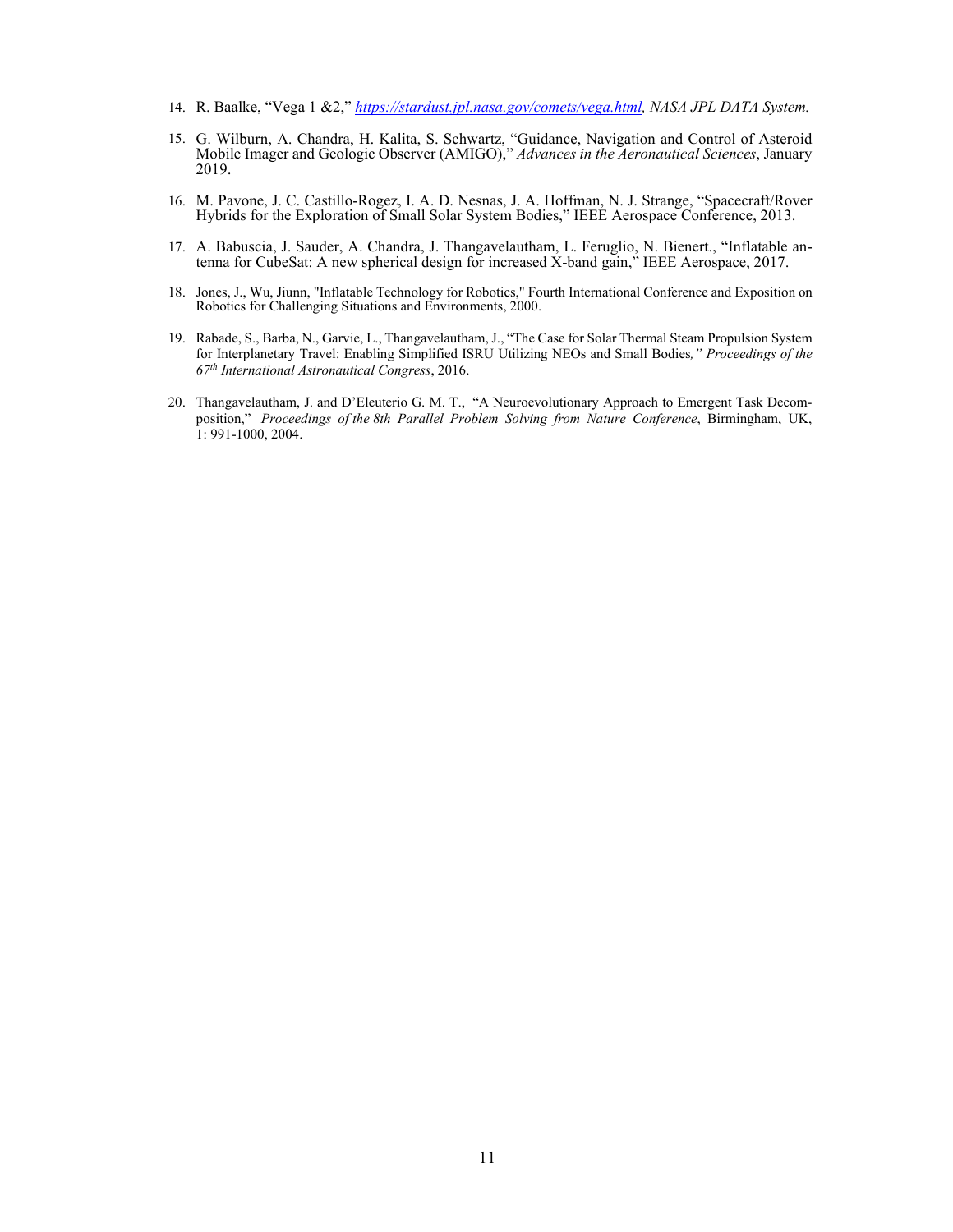14. R. Baalke, "Vega 1 &2," *https://stardust.jpl.nasa.gov/comets/vega.html, NASA JPL DATA System.*

15. G. Wilburn, A. Chandra, H. Kalita, S. Schwartz, "Guidance, Navigation and Control of Asteroid Mobile Imager and Geologic Observer (AMIGO)," *Advances in the Aeronautical Sciences*, January 2019.

16. M. Pavone, J. C. Castillo-Rogez, I. A. D. Nesnas, J. A. Hoffman, N. J. Strange, "Spacecraft/Rover Hybrids for the Exploration of Small Solar System Bodies," IEEE Aerospace Conference, 2013.

17. A. Babuscia, J. Sauder, A. Chandra, J. Thangavelautham, L. Feruglio, N. Bienert., "Inflatable antenna for CubeSat: A new spherical design for increased X-band gain," IEEE Aerospace, 2017.

18. Jones, J., Wu, Jiunn, "Inflatable Technology for Robotics," Fourth International Conference and Exposition on Robotics for Challenging Situations and Environments, 2000.

19. Rabade, S., Barba, N., Garvie, L., Thangavelautham, J., "The Case for Solar Thermal Steam Propulsion System for Interplanetary Travel: Enabling Simplified ISRU Utilizing NEOs and Small Bodies*," Proceedings of the 67th International Astronautical Congress*, 2016.

20. Thangavelautham, J. and D'Eleuterio G. M. T., "A Neuroevolutionary Approach to Emergent Task Decomposition," *Proceedings of the 8th Parallel Problem Solving from Nature Conference*, Birmingham, UK, 1: 991-1000, 2004.